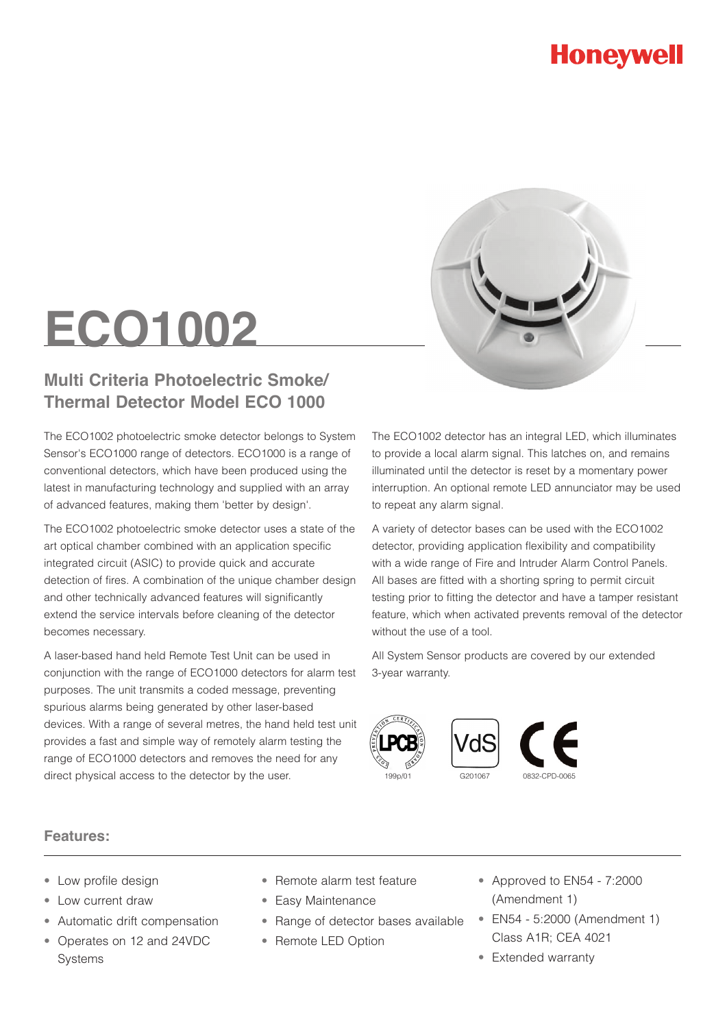Honeywell

# ECO1002

## Multi Criteria Photoelectric Smoke/ Thermal Detector Model ECO 1000

The ECO1002 photoelectric smoke detector belongs to System Sensor's ECO1000 range of detectors. ECO1000 is a range of conventional detectors, which have been produced using the latest in manufacturing technology and supplied with an array of advanced features, making them 'better by design'.

The ECO1002 photoelectric smoke detector uses a state of the art optical chamber combined with an application specific integrated circuit (ASIC) to provide quick and accurate detection of fires. A combination of the unique chamber design and other technically advanced features will significantly extend the service intervals before cleaning of the detector becomes necessary.

A laser-based hand held Remote Test Unit can be used in conjunction with the range of ECO1000 detectors for alarm test purposes. The unit transmits a coded message, preventing spurious alarms being generated by other laser-based devices. With a range of several metres, the hand held test unit provides a fast and simple way of remotely alarm testing the range of ECO1000 detectors and removes the need for any direct physical access to the detector by the user.

The ECO1002 detector has an integral LED, which illuminates to provide a local alarm signal. This latches on, and remains illuminated until the detector is reset by a momentary power interruption. An optional remote LED annunciator may be used to repeat any alarm signal.

A variety of detector bases can be used with the ECO1002 detector, providing application flexibility and compatibility with a wide range of Fire and Intruder Alarm Control Panels. All bases are fitted with a shorting spring to permit circuit testing prior to fitting the detector and have a tamper resistant feature, which when activated prevents removal of the detector without the use of a tool.

All System Sensor products are covered by our extended 3-year warranty.

LPCB 199p/01 VdS G201067 CE 0832-CPD-0065

### Features:

- Low profile design
- Low current draw
- Automatic drift compensation
- Operates on 12 and 24VDC Systems
- Remote alarm test feature
- Easy Maintenance
- Range of detector bases available
- Remote LED Option
- Approved to EN54 - 7:2000 (Amendment 1)
- EN54 - 5:2000 (Amendment 1) Class A1R; CEA 4021
- Extended warranty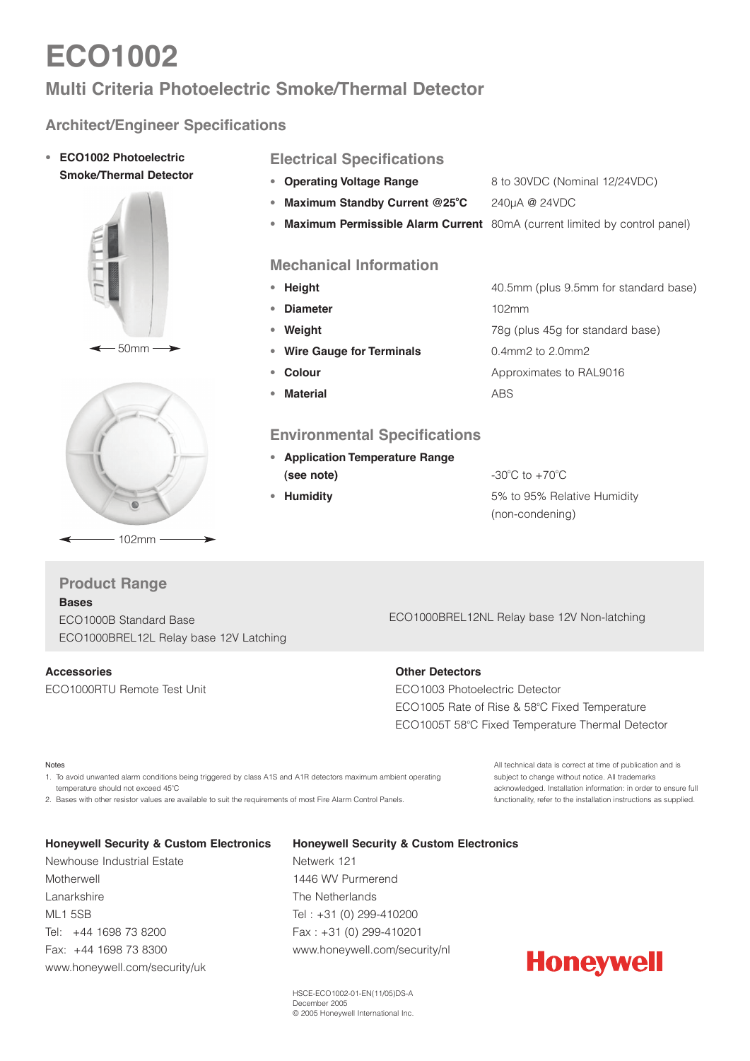# ECO1002

## Multi Criteria Photoelectric Smoke/Thermal Detector

### Architect/Engineer Specifications

- **ECO1002 Photoelectric Smoke/Thermal Detector**

50mm

102mm

### Electrical Specifications

| | |
|---|---|
| **Operating Voltage Range** | 8 to 30VDC (Nominal 12/24VDC) |
| **Maximum Standby Current @25°C** | 240μA @ 24VDC |
| **Maximum Permissible Alarm Current** | 80mA (current limited by control panel) |

### Mechanical Information

| | |
|---|---|
| **Height** | 40.5mm (plus 9.5mm for standard base) |
| **Diameter** | 102mm |
| **Weight** | 78g (plus 45g for standard base) |
| **Wire Gauge for Terminals** | 0.4mm2 to 2.0mm2 |
| **Colour** | Approximates to RAL9016 |
| **Material** | ABS |

### Environmental Specifications

| | |
|---|---|
| **Application Temperature Range (see note)** | -30°C to +70°C |
| **Humidity** | 5% to 95% Relative Humidity (non-condening) |

### Product Range

**Bases**

ECO1000B Standard Base

ECO1000BREL12L Relay base 12V Latching

ECO1000BREL12NL Relay base 12V Non-latching

**Accessories**

ECO1000RTU Remote Test Unit

**Other Detectors**

ECO1003 Photoelectric Detector

ECO1005 Rate of Rise & 58°C Fixed Temperature

ECO1005T 58°C Fixed Temperature Thermal Detector

Notes

1. To avoid unwanted alarm conditions being triggered by class A1S and A1R detectors maximum ambient operating temperature should not exceed 45°C
2. Bases with other resistor values are available to suit the requirements of most Fire Alarm Control Panels.

All technical data is correct at time of publication and is subject to change without notice. All trademarks acknowledged. Installation information: in order to ensure full functionality, refer to the installation instructions as supplied.

**Honeywell Security & Custom Electronics**
Newhouse Industrial Estate
Motherwell
Lanarkshire
ML1 5SB
Tel: +44 1698 73 8200
Fax: +44 1698 73 8300
www.honeywell.com/security/uk

**Honeywell Security & Custom Electronics**
Netwerk 121
1446 WV Purmerend
The Netherlands
Tel : +31 (0) 299-410200
Fax : +31 (0) 299-410201
www.honeywell.com/security/nl

Honeywell

HSCE-ECO1002-01-EN(11/05)DS-A
December 2005
© 2005 Honeywell International Inc.